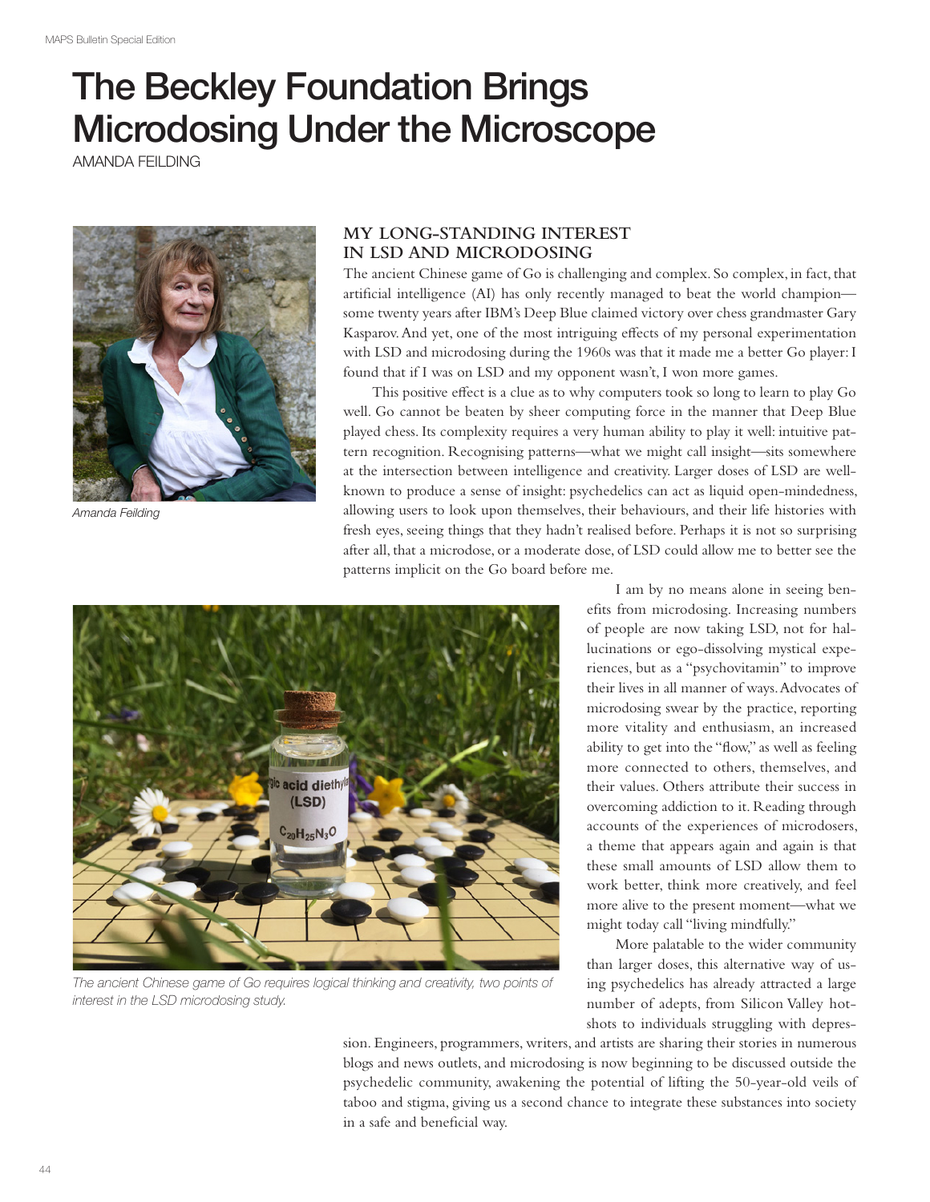# The Beckley Foundation Brings Microdosing Under the Microscope

AMANDA FEILDING

*Amanda Feilding*

## MY LONG-STANDING INTEREST IN LSD AND MICRODOSING

The ancient Chinese game of Go is challenging and complex. So complex, in fact, that artificial intelligence (AI) has only recently managed to beat the world champion—some twenty years after IBM's Deep Blue claimed victory over chess grandmaster Gary Kasparov. And yet, one of the most intriguing effects of my personal experimentation with LSD and microdosing during the 1960s was that it made me a better Go player: I found that if I was on LSD and my opponent wasn't, I won more games.

This positive effect is a clue as to why computers took so long to learn to play Go well. Go cannot be beaten by sheer computing force in the manner that Deep Blue played chess. Its complexity requires a very human ability to play it well: intuitive pattern recognition. Recognising patterns—what we might call insight—sits somewhere at the intersection between intelligence and creativity. Larger doses of LSD are well-known to produce a sense of insight: psychedelics can act as liquid open-mindedness, allowing users to look upon themselves, their behaviours, and their life histories with fresh eyes, seeing things that they hadn't realised before. Perhaps it is not so surprising after all, that a microdose, or a moderate dose, of LSD could allow me to better see the patterns implicit on the Go board before me.

*The ancient Chinese game of Go requires logical thinking and creativity, two points of interest in the LSD microdosing study.*

I am by no means alone in seeing benefits from microdosing. Increasing numbers of people are now taking LSD, not for hallucinations or ego-dissolving mystical experiences, but as a "psychovitamin" to improve their lives in all manner of ways. Advocates of microdosing swear by the practice, reporting more vitality and enthusiasm, an increased ability to get into the "flow," as well as feeling more connected to others, themselves, and their values. Others attribute their success in overcoming addiction to it. Reading through accounts of the experiences of microdosers, a theme that appears again and again is that these small amounts of LSD allow them to work better, think more creatively, and feel more alive to the present moment—what we might today call "living mindfully."

More palatable to the wider community than larger doses, this alternative way of using psychedelics has already attracted a large number of adepts, from Silicon Valley hotshots to individuals struggling with depression. Engineers, programmers, writers, and artists are sharing their stories in numerous blogs and news outlets, and microdosing is now beginning to be discussed outside the psychedelic community, awakening the potential of lifting the 50-year-old veils of taboo and stigma, giving us a second chance to integrate these substances into society in a safe and beneficial way.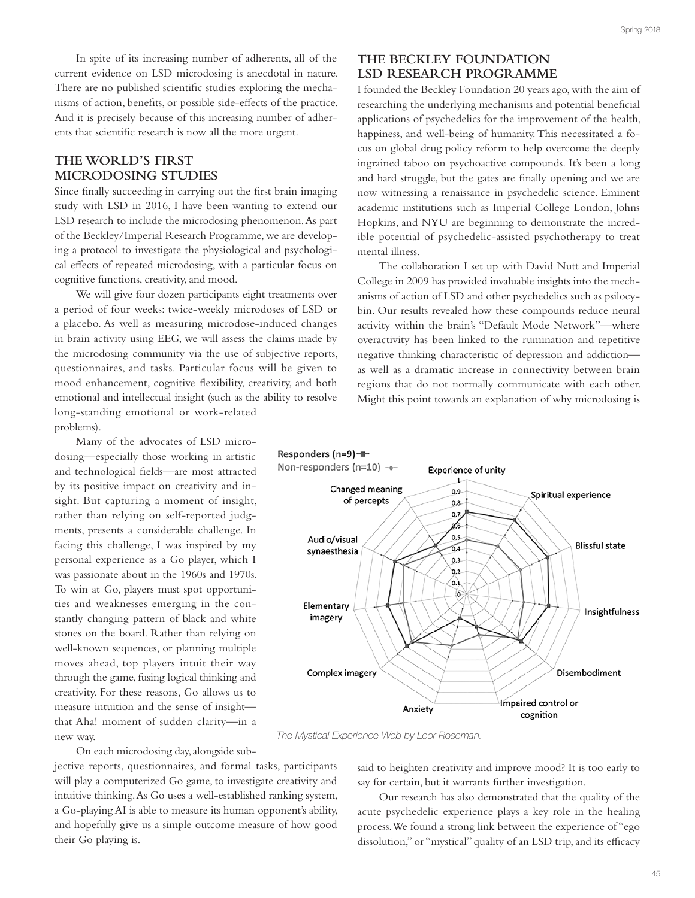In spite of its increasing number of adherents, all of the current evidence on LSD microdosing is anecdotal in nature. There are no published scientific studies exploring the mechanisms of action, benefits, or possible side-effects of the practice. And it is precisely because of this increasing number of adherents that scientific research is now all the more urgent.

## THE WORLD'S FIRST MICRODOSING STUDIES

Since finally succeeding in carrying out the first brain imaging study with LSD in 2016, I have been wanting to extend our LSD research to include the microdosing phenomenon. As part of the Beckley/Imperial Research Programme, we are developing a protocol to investigate the physiological and psychological effects of repeated microdosing, with a particular focus on cognitive functions, creativity, and mood.

We will give four dozen participants eight treatments over a period of four weeks: twice-weekly microdoses of LSD or a placebo. As well as measuring microdose-induced changes in brain activity using EEG, we will assess the claims made by the microdosing community via the use of subjective reports, questionnaires, and tasks. Particular focus will be given to mood enhancement, cognitive flexibility, creativity, and both emotional and intellectual insight (such as the ability to resolve long-standing emotional or work-related problems).

Many of the advocates of LSD microdosing—especially those working in artistic and technological fields—are most attracted by its positive impact on creativity and insight. But capturing a moment of insight, rather than relying on self-reported judgments, presents a considerable challenge. In facing this challenge, I was inspired by my personal experience as a Go player, which I was passionate about in the 1960s and 1970s. To win at Go, players must spot opportunities and weaknesses emerging in the constantly changing pattern of black and white stones on the board. Rather than relying on well-known sequences, or planning multiple moves ahead, top players intuit their way through the game, fusing logical thinking and creativity. For these reasons, Go allows us to measure intuition and the sense of insight—that Aha! moment of sudden clarity—in a new way.

On each microdosing day, alongside subjective reports, questionnaires, and formal tasks, participants will play a computerized Go game, to investigate creativity and intuitive thinking. As Go uses a well-established ranking system, a Go-playing AI is able to measure its human opponent's ability, and hopefully give us a simple outcome measure of how good their Go playing is.

## THE BECKLEY FOUNDATION LSD RESEARCH PROGRAMME

I founded the Beckley Foundation 20 years ago, with the aim of researching the underlying mechanisms and potential beneficial applications of psychedelics for the improvement of the health, happiness, and well-being of humanity. This necessitated a focus on global drug policy reform to help overcome the deeply ingrained taboo on psychoactive compounds. It's been a long and hard struggle, but the gates are finally opening and we are now witnessing a renaissance in psychedelic science. Eminent academic institutions such as Imperial College London, Johns Hopkins, and NYU are beginning to demonstrate the incredible potential of psychedelic-assisted psychotherapy to treat mental illness.

The collaboration I set up with David Nutt and Imperial College in 2009 has provided invaluable insights into the mechanisms of action of LSD and other psychedelics such as psilocybin. Our results revealed how these compounds reduce neural activity within the brain's "Default Mode Network"—where overactivity has been linked to the rumination and repetitive negative thinking characteristic of depression and addiction—as well as a dramatic increase in connectivity between brain regions that do not normally communicate with each other. Might this point towards an explanation of why microdosing is said to heighten creativity and improve mood? It is too early to say for certain, but it warrants further investigation.

*The Mystical Experience Web by Leor Roseman.*

Our research has also demonstrated that the quality of the acute psychedelic experience plays a key role in the healing process. We found a strong link between the experience of "ego dissolution," or "mystical" quality of an LSD trip, and its efficacy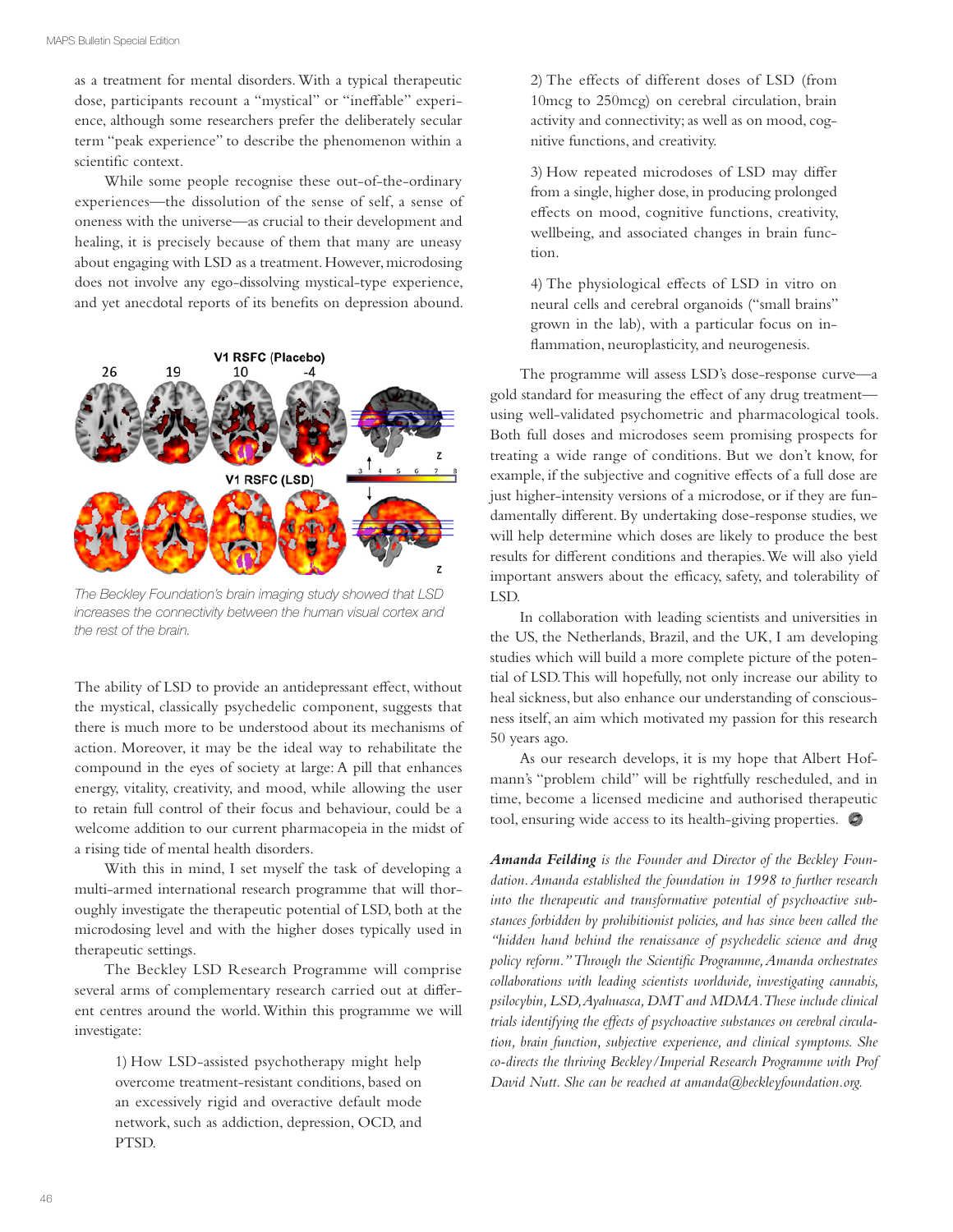as a treatment for mental disorders. With a typical therapeutic dose, participants recount a "mystical" or "ineffable" experience, although some researchers prefer the deliberately secular term "peak experience" to describe the phenomenon within a scientific context.

While some people recognise these out-of-the-ordinary experiences—the dissolution of the sense of self, a sense of oneness with the universe—as crucial to their development and healing, it is precisely because of them that many are uneasy about engaging with LSD as a treatment. However, microdosing does not involve any ego-dissolving mystical-type experience, and yet anecdotal reports of its benefits on depression abound.

V1 RSFC (Placebo)
26 19 10 -4
z
3 4 5 6 7 8
V1 RSFC (LSD)
z

*The Beckley Foundation's brain imaging study showed that LSD increases the connectivity between the human visual cortex and the rest of the brain.*

The ability of LSD to provide an antidepressant effect, without the mystical, classically psychedelic component, suggests that there is much more to be understood about its mechanisms of action. Moreover, it may be the ideal way to rehabilitate the compound in the eyes of society at large: A pill that enhances energy, vitality, creativity, and mood, while allowing the user to retain full control of their focus and behaviour, could be a welcome addition to our current pharmacopeia in the midst of a rising tide of mental health disorders.

With this in mind, I set myself the task of developing a multi-armed international research programme that will thoroughly investigate the therapeutic potential of LSD, both at the microdosing level and with the higher doses typically used in therapeutic settings.

The Beckley LSD Research Programme will comprise several arms of complementary research carried out at different centres around the world. Within this programme we will investigate:

1) How LSD-assisted psychotherapy might help overcome treatment-resistant conditions, based on an excessively rigid and overactive default mode network, such as addiction, depression, OCD, and PTSD.

2) The effects of different doses of LSD (from 10mcg to 250mcg) on cerebral circulation, brain activity and connectivity; as well as on mood, cognitive functions, and creativity.

3) How repeated microdoses of LSD may differ from a single, higher dose, in producing prolonged effects on mood, cognitive functions, creativity, wellbeing, and associated changes in brain function.

4) The physiological effects of LSD in vitro on neural cells and cerebral organoids ("small brains" grown in the lab), with a particular focus on inflammation, neuroplasticity, and neurogenesis.

The programme will assess LSD's dose-response curve—a gold standard for measuring the effect of any drug treatment—using well-validated psychometric and pharmacological tools. Both full doses and microdoses seem promising prospects for treating a wide range of conditions. But we don't know, for example, if the subjective and cognitive effects of a full dose are just higher-intensity versions of a microdose, or if they are fundamentally different. By undertaking dose-response studies, we will help determine which doses are likely to produce the best results for different conditions and therapies. We will also yield important answers about the efficacy, safety, and tolerability of LSD.

In collaboration with leading scientists and universities in the US, the Netherlands, Brazil, and the UK, I am developing studies which will build a more complete picture of the potential of LSD. This will hopefully, not only increase our ability to heal sickness, but also enhance our understanding of consciousness itself, an aim which motivated my passion for this research 50 years ago.

As our research develops, it is my hope that Albert Hofmann's "problem child" will be rightfully rescheduled, and in time, become a licensed medicine and authorised therapeutic tool, ensuring wide access to its health-giving properties.

***Amanda Feilding*** *is the Founder and Director of the Beckley Foundation. Amanda established the foundation in 1998 to further research into the therapeutic and transformative potential of psychoactive substances forbidden by prohibitionist policies, and has since been called the "hidden hand behind the renaissance of psychedelic science and drug policy reform." Through the Scientific Programme, Amanda orchestrates collaborations with leading scientists worldwide, investigating cannabis, psilocybin, LSD, Ayahuasca, DMT and MDMA. These include clinical trials identifying the effects of psychoactive substances on cerebral circulation, brain function, subjective experience, and clinical symptoms. She co-directs the thriving Beckley/Imperial Research Programme with Prof David Nutt. She can be reached at amanda@beckleyfoundation.org.*